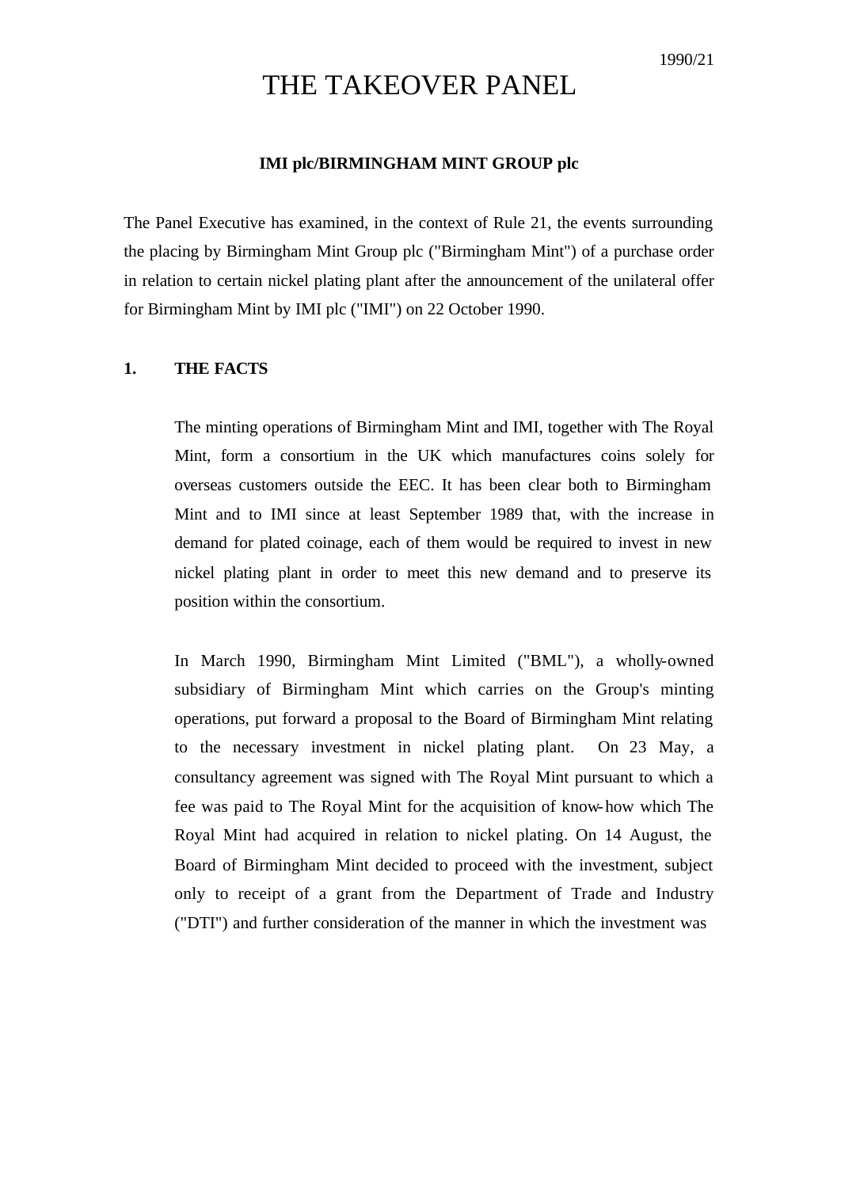1990/21

# THE TAKEOVER PANEL

**IMI plc/BIRMINGHAM MINT GROUP plc**

The Panel Executive has examined, in the context of Rule 21, the events surrounding the placing by Birmingham Mint Group plc ("Birmingham Mint") of a purchase order in relation to certain nickel plating plant after the announcement of the unilateral offer for Birmingham Mint by IMI plc ("IMI") on 22 October 1990.

## 1. THE FACTS

The minting operations of Birmingham Mint and IMI, together with The Royal Mint, form a consortium in the UK which manufactures coins solely for overseas customers outside the EEC. It has been clear both to Birmingham Mint and to IMI since at least September 1989 that, with the increase in demand for plated coinage, each of them would be required to invest in new nickel plating plant in order to meet this new demand and to preserve its position within the consortium.

In March 1990, Birmingham Mint Limited ("BML"), a wholly-owned subsidiary of Birmingham Mint which carries on the Group's minting operations, put forward a proposal to the Board of Birmingham Mint relating to the necessary investment in nickel plating plant. On 23 May, a consultancy agreement was signed with The Royal Mint pursuant to which a fee was paid to The Royal Mint for the acquisition of know-how which The Royal Mint had acquired in relation to nickel plating. On 14 August, the Board of Birmingham Mint decided to proceed with the investment, subject only to receipt of a grant from the Department of Trade and Industry ("DTI") and further consideration of the manner in which the investment was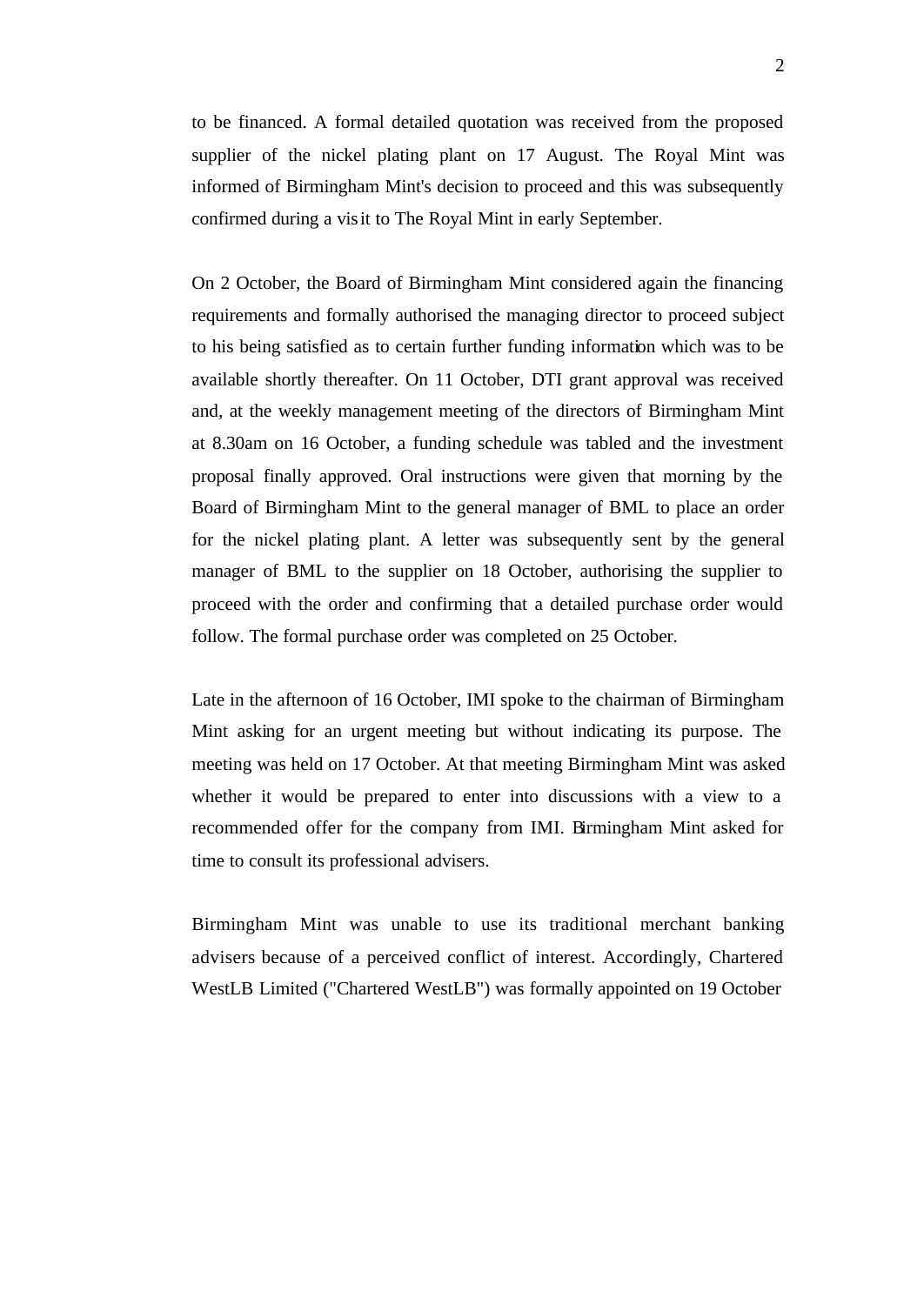to be financed. A formal detailed quotation was received from the proposed supplier of the nickel plating plant on 17 August. The Royal Mint was informed of Birmingham Mint's decision to proceed and this was subsequently confirmed during a visit to The Royal Mint in early September.

On 2 October, the Board of Birmingham Mint considered again the financing requirements and formally authorised the managing director to proceed subject to his being satisfied as to certain further funding information which was to be available shortly thereafter. On 11 October, DTI grant approval was received and, at the weekly management meeting of the directors of Birmingham Mint at 8.30am on 16 October, a funding schedule was tabled and the investment proposal finally approved. Oral instructions were given that morning by the Board of Birmingham Mint to the general manager of BML to place an order for the nickel plating plant. A letter was subsequently sent by the general manager of BML to the supplier on 18 October, authorising the supplier to proceed with the order and confirming that a detailed purchase order would follow. The formal purchase order was completed on 25 October.

Late in the afternoon of 16 October, IMI spoke to the chairman of Birmingham Mint asking for an urgent meeting but without indicating its purpose. The meeting was held on 17 October. At that meeting Birmingham Mint was asked whether it would be prepared to enter into discussions with a view to a recommended offer for the company from IMI. Birmingham Mint asked for time to consult its professional advisers.

Birmingham Mint was unable to use its traditional merchant banking advisers because of a perceived conflict of interest. Accordingly, Chartered WestLB Limited ("Chartered WestLB") was formally appointed on 19 October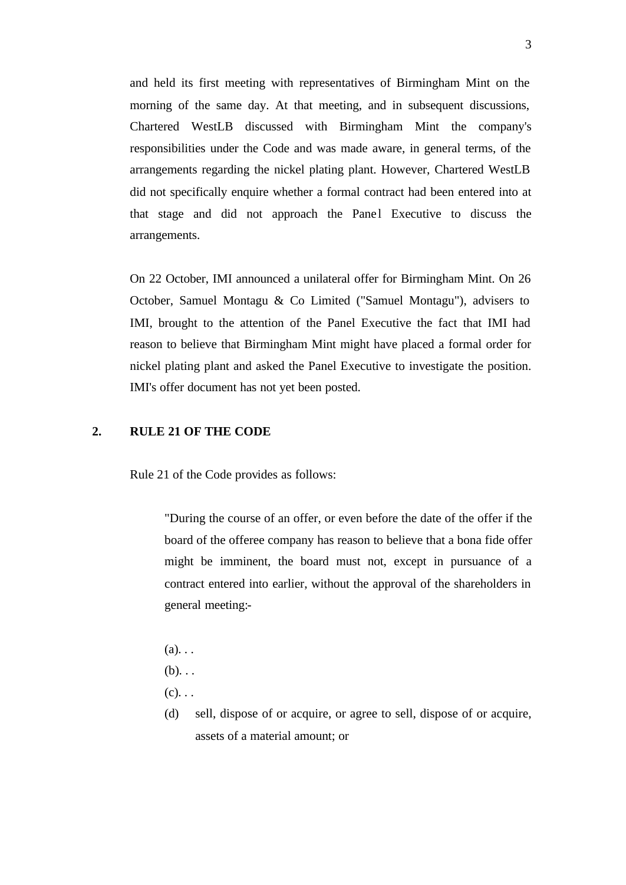and held its first meeting with representatives of Birmingham Mint on the morning of the same day. At that meeting, and in subsequent discussions, Chartered WestLB discussed with Birmingham Mint the company's responsibilities under the Code and was made aware, in general terms, of the arrangements regarding the nickel plating plant. However, Chartered WestLB did not specifically enquire whether a formal contract had been entered into at that stage and did not approach the Panel Executive to discuss the arrangements.

On 22 October, IMI announced a unilateral offer for Birmingham Mint. On 26 October, Samuel Montagu & Co Limited ("Samuel Montagu"), advisers to IMI, brought to the attention of the Panel Executive the fact that IMI had reason to believe that Birmingham Mint might have placed a formal order for nickel plating plant and asked the Panel Executive to investigate the position. IMI's offer document has not yet been posted.

## 2. RULE 21 OF THE CODE

Rule 21 of the Code provides as follows:

> "During the course of an offer, or even before the date of the offer if the board of the offeree company has reason to believe that a bona fide offer might be imminent, the board must not, except in pursuance of a contract entered into earlier, without the approval of the shareholders in general meeting:-
>
> (a). . .
>
> (b). . .
>
> (c). . .
>
> (d) sell, dispose of or acquire, or agree to sell, dispose of or acquire, assets of a material amount; or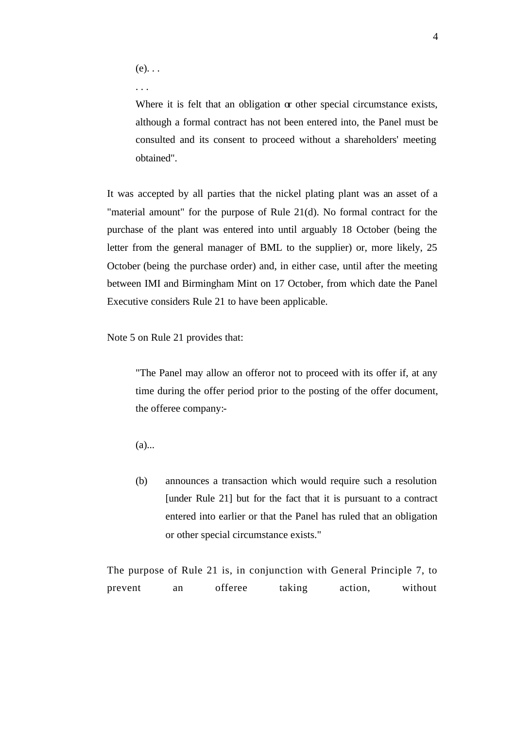> (e). . .
>
> . . .
>
> Where it is felt that an obligation or other special circumstance exists, although a formal contract has not been entered into, the Panel must be consulted and its consent to proceed without a shareholders' meeting obtained".

It was accepted by all parties that the nickel plating plant was an asset of a "material amount" for the purpose of Rule 21(d). No formal contract for the purchase of the plant was entered into until arguably 18 October (being the letter from the general manager of BML to the supplier) or, more likely, 25 October (being the purchase order) and, in either case, until after the meeting between IMI and Birmingham Mint on 17 October, from which date the Panel Executive considers Rule 21 to have been applicable.

Note 5 on Rule 21 provides that:

> "The Panel may allow an offeror not to proceed with its offer if, at any time during the offer period prior to the posting of the offer document, the offeree company:-
>
> (a)...
>
> (b) announces a transaction which would require such a resolution [under Rule 21] but for the fact that it is pursuant to a contract entered into earlier or that the Panel has ruled that an obligation or other special circumstance exists."

The purpose of Rule 21 is, in conjunction with General Principle 7, to prevent an offeree taking action, without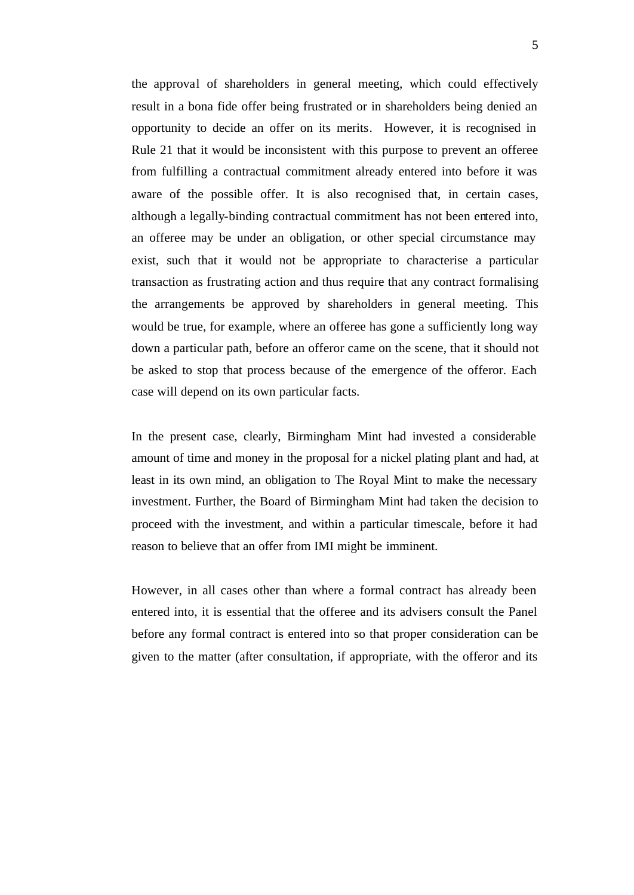the approval of shareholders in general meeting, which could effectively result in a bona fide offer being frustrated or in shareholders being denied an opportunity to decide an offer on its merits. However, it is recognised in Rule 21 that it would be inconsistent with this purpose to prevent an offeree from fulfilling a contractual commitment already entered into before it was aware of the possible offer. It is also recognised that, in certain cases, although a legally-binding contractual commitment has not been entered into, an offeree may be under an obligation, or other special circumstance may exist, such that it would not be appropriate to characterise a particular transaction as frustrating action and thus require that any contract formalising the arrangements be approved by shareholders in general meeting. This would be true, for example, where an offeree has gone a sufficiently long way down a particular path, before an offeror came on the scene, that it should not be asked to stop that process because of the emergence of the offeror. Each case will depend on its own particular facts.

In the present case, clearly, Birmingham Mint had invested a considerable amount of time and money in the proposal for a nickel plating plant and had, at least in its own mind, an obligation to The Royal Mint to make the necessary investment. Further, the Board of Birmingham Mint had taken the decision to proceed with the investment, and within a particular timescale, before it had reason to believe that an offer from IMI might be imminent.

However, in all cases other than where a formal contract has already been entered into, it is essential that the offeree and its advisers consult the Panel before any formal contract is entered into so that proper consideration can be given to the matter (after consultation, if appropriate, with the offeror and its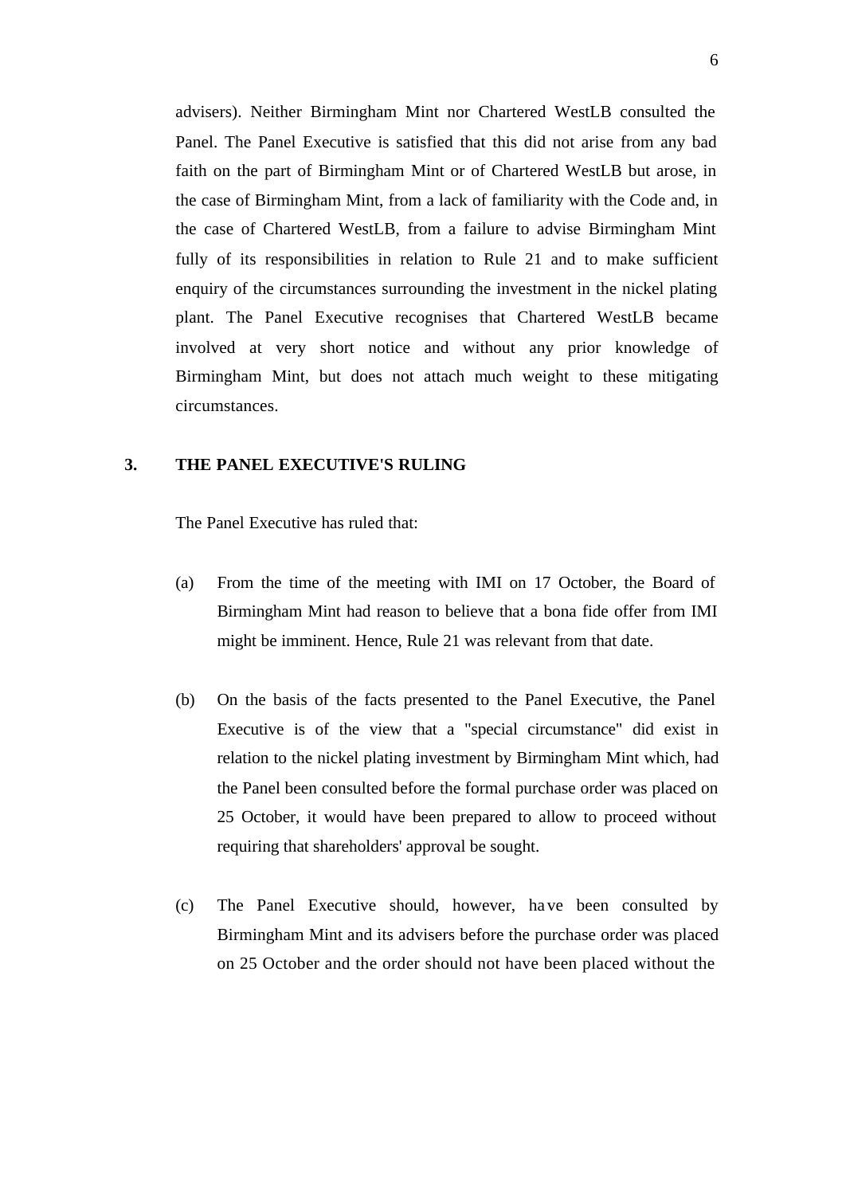advisers). Neither Birmingham Mint nor Chartered WestLB consulted the Panel. The Panel Executive is satisfied that this did not arise from any bad faith on the part of Birmingham Mint or of Chartered WestLB but arose, in the case of Birmingham Mint, from a lack of familiarity with the Code and, in the case of Chartered WestLB, from a failure to advise Birmingham Mint fully of its responsibilities in relation to Rule 21 and to make sufficient enquiry of the circumstances surrounding the investment in the nickel plating plant. The Panel Executive recognises that Chartered WestLB became involved at very short notice and without any prior knowledge of Birmingham Mint, but does not attach much weight to these mitigating circumstances.

## 3. THE PANEL EXECUTIVE'S RULING

The Panel Executive has ruled that:

(a) From the time of the meeting with IMI on 17 October, the Board of Birmingham Mint had reason to believe that a bona fide offer from IMI might be imminent. Hence, Rule 21 was relevant from that date.

(b) On the basis of the facts presented to the Panel Executive, the Panel Executive is of the view that a "special circumstance" did exist in relation to the nickel plating investment by Birmingham Mint which, had the Panel been consulted before the formal purchase order was placed on 25 October, it would have been prepared to allow to proceed without requiring that shareholders' approval be sought.

(c) The Panel Executive should, however, have been consulted by Birmingham Mint and its advisers before the purchase order was placed on 25 October and the order should not have been placed without the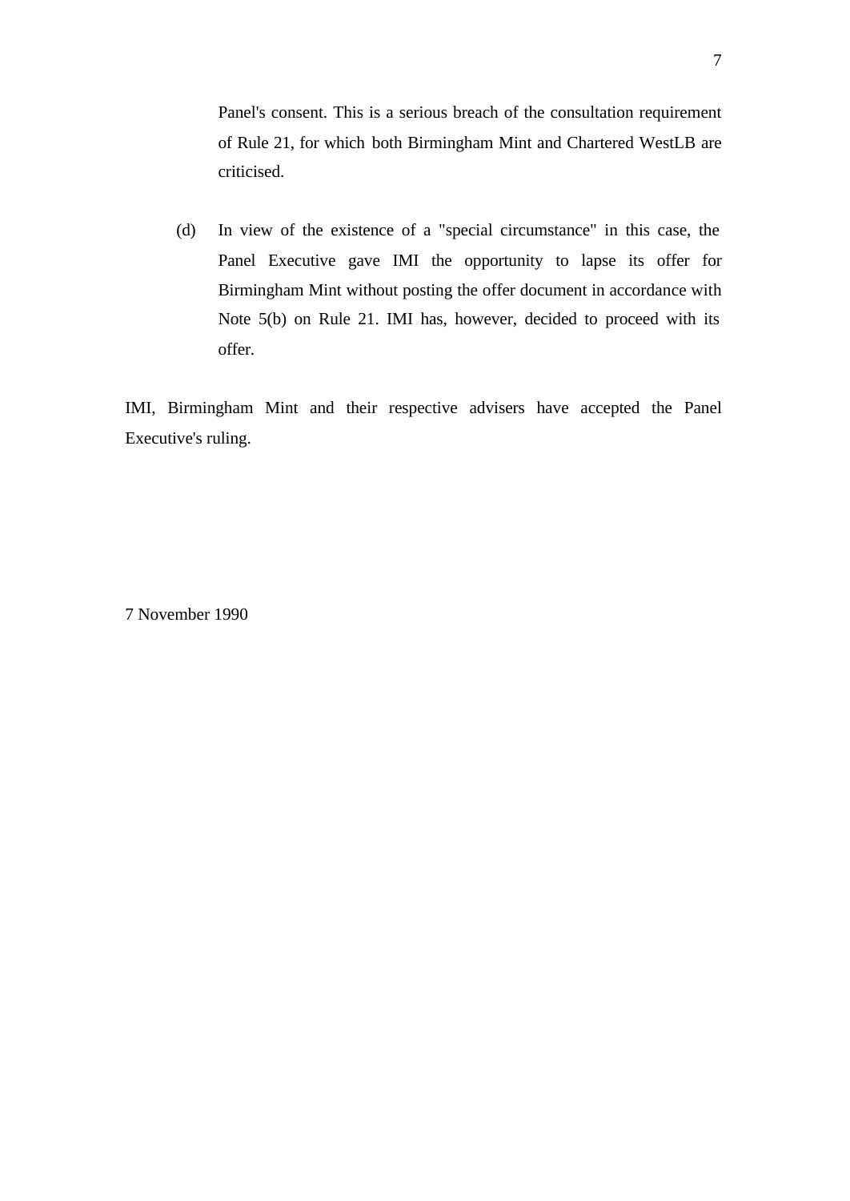Panel's consent. This is a serious breach of the consultation requirement of Rule 21, for which both Birmingham Mint and Chartered WestLB are criticised.

(d) In view of the existence of a "special circumstance" in this case, the Panel Executive gave IMI the opportunity to lapse its offer for Birmingham Mint without posting the offer document in accordance with Note 5(b) on Rule 21. IMI has, however, decided to proceed with its offer.

IMI, Birmingham Mint and their respective advisers have accepted the Panel Executive's ruling.

7 November 1990